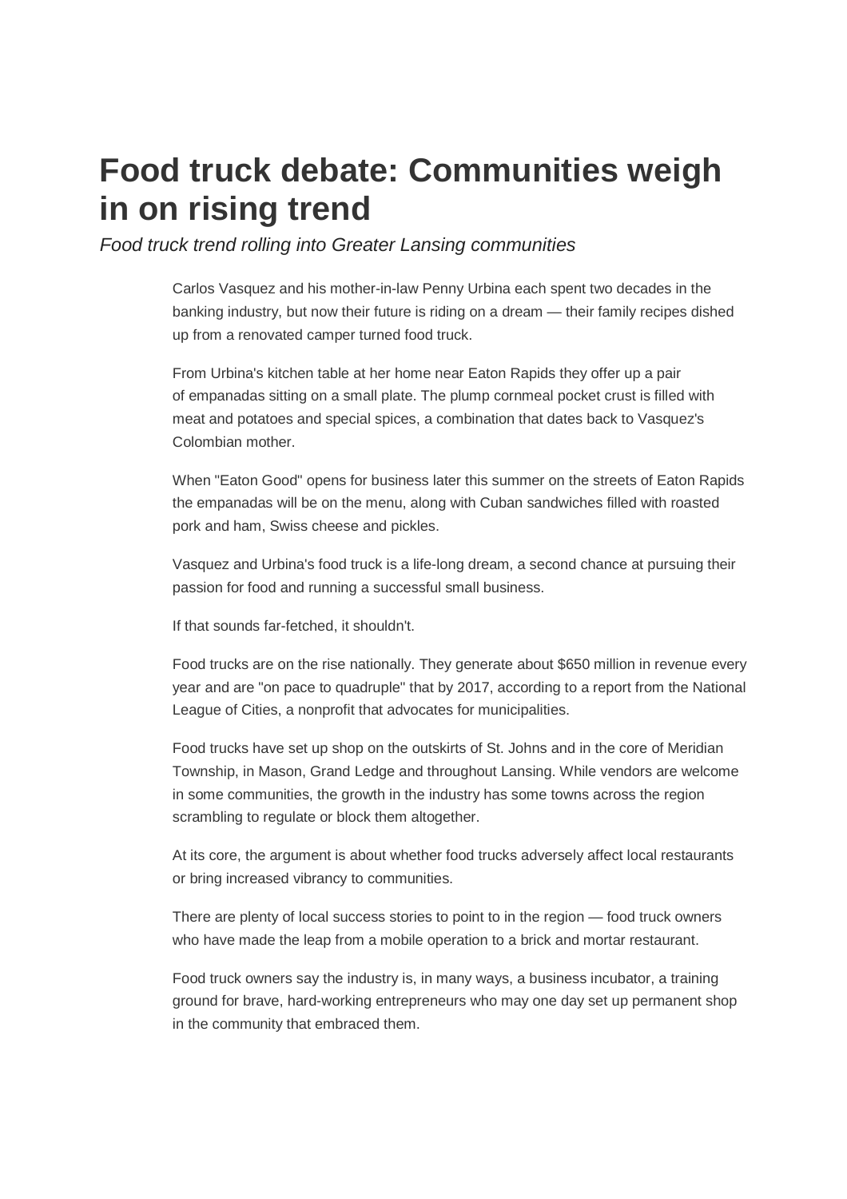# Food truck debate: Communities weigh in on rising trend

*Food truck trend rolling into Greater Lansing communities*

Carlos Vasquez and his mother-in-law Penny Urbina each spent two decades in the banking industry, but now their future is riding on a dream — their family recipes dished up from a renovated camper turned food truck.

From Urbina's kitchen table at her home near Eaton Rapids they offer up a pair of empanadas sitting on a small plate. The plump cornmeal pocket crust is filled with meat and potatoes and special spices, a combination that dates back to Vasquez's Colombian mother.

When "Eaton Good" opens for business later this summer on the streets of Eaton Rapids the empanadas will be on the menu, along with Cuban sandwiches filled with roasted pork and ham, Swiss cheese and pickles.

Vasquez and Urbina's food truck is a life-long dream, a second chance at pursuing their passion for food and running a successful small business.

If that sounds far-fetched, it shouldn't.

Food trucks are on the rise nationally. They generate about $650 million in revenue every year and are "on pace to quadruple" that by 2017, according to a report from the National League of Cities, a nonprofit that advocates for municipalities.

Food trucks have set up shop on the outskirts of St. Johns and in the core of Meridian Township, in Mason, Grand Ledge and throughout Lansing. While vendors are welcome in some communities, the growth in the industry has some towns across the region scrambling to regulate or block them altogether.

At its core, the argument is about whether food trucks adversely affect local restaurants or bring increased vibrancy to communities.

There are plenty of local success stories to point to in the region — food truck owners who have made the leap from a mobile operation to a brick and mortar restaurant.

Food truck owners say the industry is, in many ways, a business incubator, a training ground for brave, hard-working entrepreneurs who may one day set up permanent shop in the community that embraced them.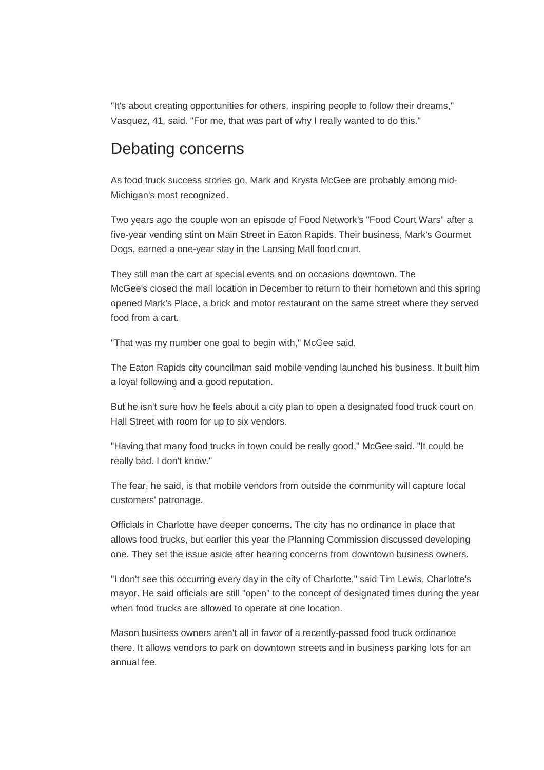"It's about creating opportunities for others, inspiring people to follow their dreams," Vasquez, 41, said. "For me, that was part of why I really wanted to do this."

## Debating concerns

As food truck success stories go, Mark and Krysta McGee are probably among mid-Michigan's most recognized.

Two years ago the couple won an episode of Food Network's "Food Court Wars" after a five-year vending stint on Main Street in Eaton Rapids. Their business, Mark's Gourmet Dogs, earned a one-year stay in the Lansing Mall food court.

They still man the cart at special events and on occasions downtown. The McGee's closed the mall location in December to return to their hometown and this spring opened Mark's Place, a brick and motor restaurant on the same street where they served food from a cart.

"That was my number one goal to begin with," McGee said.

The Eaton Rapids city councilman said mobile vending launched his business. It built him a loyal following and a good reputation.

But he isn't sure how he feels about a city plan to open a designated food truck court on Hall Street with room for up to six vendors.

"Having that many food trucks in town could be really good," McGee said. "It could be really bad. I don't know."

The fear, he said, is that mobile vendors from outside the community will capture local customers' patronage.

Officials in Charlotte have deeper concerns. The city has no ordinance in place that allows food trucks, but earlier this year the Planning Commission discussed developing one. They set the issue aside after hearing concerns from downtown business owners.

"I don't see this occurring every day in the city of Charlotte," said Tim Lewis, Charlotte's mayor. He said officials are still "open" to the concept of designated times during the year when food trucks are allowed to operate at one location.

Mason business owners aren't all in favor of a recently-passed food truck ordinance there. It allows vendors to park on downtown streets and in business parking lots for an annual fee.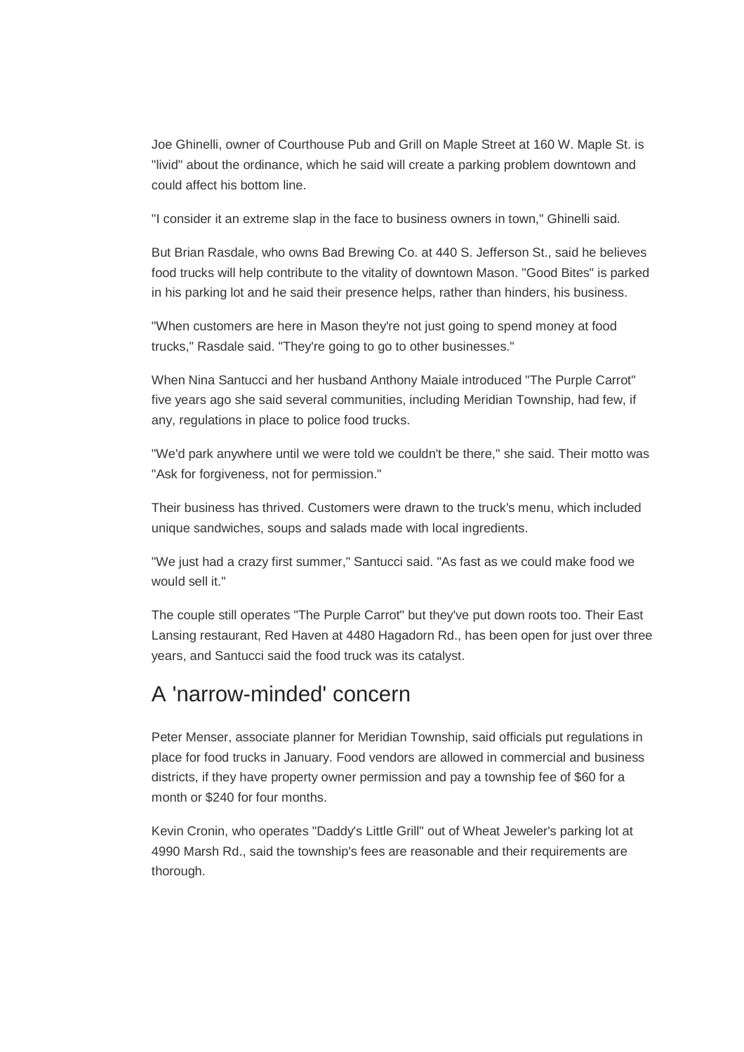Joe Ghinelli, owner of Courthouse Pub and Grill on Maple Street at 160 W. Maple St. is "livid" about the ordinance, which he said will create a parking problem downtown and could affect his bottom line.

"I consider it an extreme slap in the face to business owners in town," Ghinelli said.

But Brian Rasdale, who owns Bad Brewing Co. at 440 S. Jefferson St., said he believes food trucks will help contribute to the vitality of downtown Mason. "Good Bites" is parked in his parking lot and he said their presence helps, rather than hinders, his business.

"When customers are here in Mason they're not just going to spend money at food trucks," Rasdale said. "They're going to go to other businesses."

When Nina Santucci and her husband Anthony Maiale introduced "The Purple Carrot" five years ago she said several communities, including Meridian Township, had few, if any, regulations in place to police food trucks.

"We'd park anywhere until we were told we couldn't be there," she said. Their motto was "Ask for forgiveness, not for permission."

Their business has thrived. Customers were drawn to the truck's menu, which included unique sandwiches, soups and salads made with local ingredients.

"We just had a crazy first summer," Santucci said. "As fast as we could make food we would sell it."

The couple still operates "The Purple Carrot" but they've put down roots too. Their East Lansing restaurant, Red Haven at 4480 Hagadorn Rd., has been open for just over three years, and Santucci said the food truck was its catalyst.

## A 'narrow-minded' concern

Peter Menser, associate planner for Meridian Township, said officials put regulations in place for food trucks in January. Food vendors are allowed in commercial and business districts, if they have property owner permission and pay a township fee of $60 for a month or $240 for four months.

Kevin Cronin, who operates "Daddy's Little Grill" out of Wheat Jeweler's parking lot at 4990 Marsh Rd., said the township's fees are reasonable and their requirements are thorough.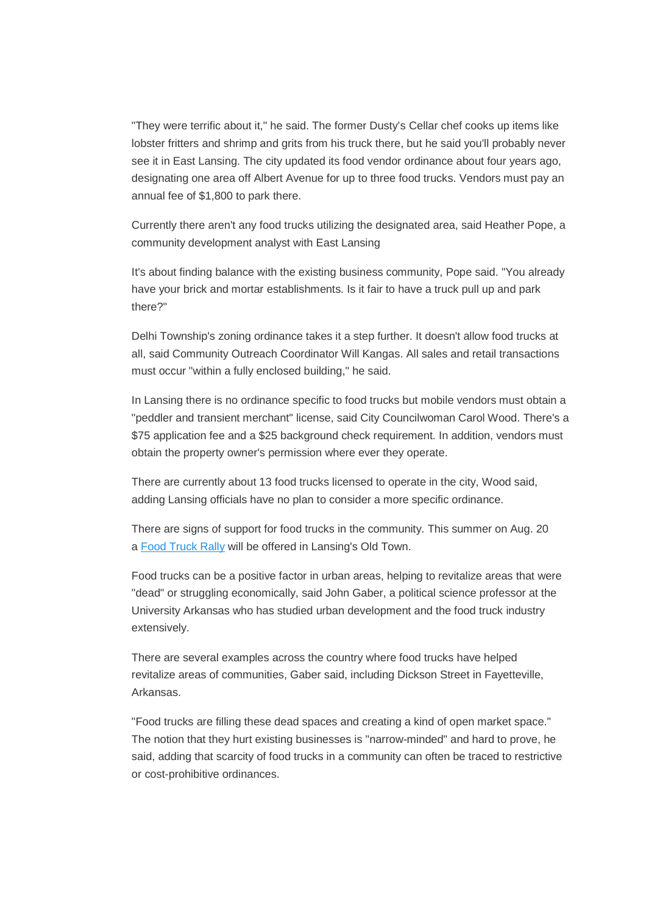"They were terrific about it," he said. The former Dusty's Cellar chef cooks up items like lobster fritters and shrimp and grits from his truck there, but he said you'll probably never see it in East Lansing. The city updated its food vendor ordinance about four years ago, designating one area off Albert Avenue for up to three food trucks. Vendors must pay an annual fee of $1,800 to park there.

Currently there aren't any food trucks utilizing the designated area, said Heather Pope, a community development analyst with East Lansing

It's about finding balance with the existing business community, Pope said. "You already have your brick and mortar establishments. Is it fair to have a truck pull up and park there?"

Delhi Township's zoning ordinance takes it a step further. It doesn't allow food trucks at all, said Community Outreach Coordinator Will Kangas. All sales and retail transactions must occur "within a fully enclosed building," he said.

In Lansing there is no ordinance specific to food trucks but mobile vendors must obtain a "peddler and transient merchant" license, said City Councilwoman Carol Wood. There's a $75 application fee and a $25 background check requirement. In addition, vendors must obtain the property owner's permission where ever they operate.

There are currently about 13 food trucks licensed to operate in the city, Wood said, adding Lansing officials have no plan to consider a more specific ordinance.

There are signs of support for food trucks in the community. This summer on Aug. 20 a Food Truck Rally will be offered in Lansing's Old Town.

Food trucks can be a positive factor in urban areas, helping to revitalize areas that were "dead" or struggling economically, said John Gaber, a political science professor at the University Arkansas who has studied urban development and the food truck industry extensively.

There are several examples across the country where food trucks have helped revitalize areas of communities, Gaber said, including Dickson Street in Fayetteville, Arkansas.

"Food trucks are filling these dead spaces and creating a kind of open market space." The notion that they hurt existing businesses is "narrow-minded" and hard to prove, he said, adding that scarcity of food trucks in a community can often be traced to restrictive or cost-prohibitive ordinances.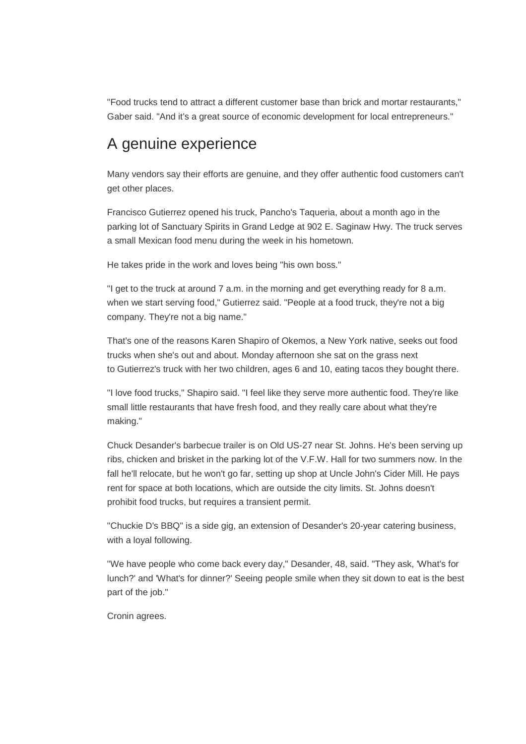"Food trucks tend to attract a different customer base than brick and mortar restaurants," Gaber said. "And it's a great source of economic development for local entrepreneurs."

## A genuine experience

Many vendors say their efforts are genuine, and they offer authentic food customers can't get other places.

Francisco Gutierrez opened his truck, Pancho's Taqueria, about a month ago in the parking lot of Sanctuary Spirits in Grand Ledge at 902 E. Saginaw Hwy. The truck serves a small Mexican food menu during the week in his hometown.

He takes pride in the work and loves being "his own boss."

"I get to the truck at around 7 a.m. in the morning and get everything ready for 8 a.m. when we start serving food," Gutierrez said. "People at a food truck, they're not a big company. They're not a big name."

That's one of the reasons Karen Shapiro of Okemos, a New York native, seeks out food trucks when she's out and about. Monday afternoon she sat on the grass next to Gutierrez's truck with her two children, ages 6 and 10, eating tacos they bought there.

"I love food trucks," Shapiro said. "I feel like they serve more authentic food. They're like small little restaurants that have fresh food, and they really care about what they're making."

Chuck Desander's barbecue trailer is on Old US-27 near St. Johns. He's been serving up ribs, chicken and brisket in the parking lot of the V.F.W. Hall for two summers now. In the fall he'll relocate, but he won't go far, setting up shop at Uncle John's Cider Mill. He pays rent for space at both locations, which are outside the city limits. St. Johns doesn't prohibit food trucks, but requires a transient permit.

"Chuckie D's BBQ" is a side gig, an extension of Desander's 20-year catering business, with a loyal following.

"We have people who come back every day," Desander, 48, said. "They ask, 'What's for lunch?' and 'What's for dinner?' Seeing people smile when they sit down to eat is the best part of the job."

Cronin agrees.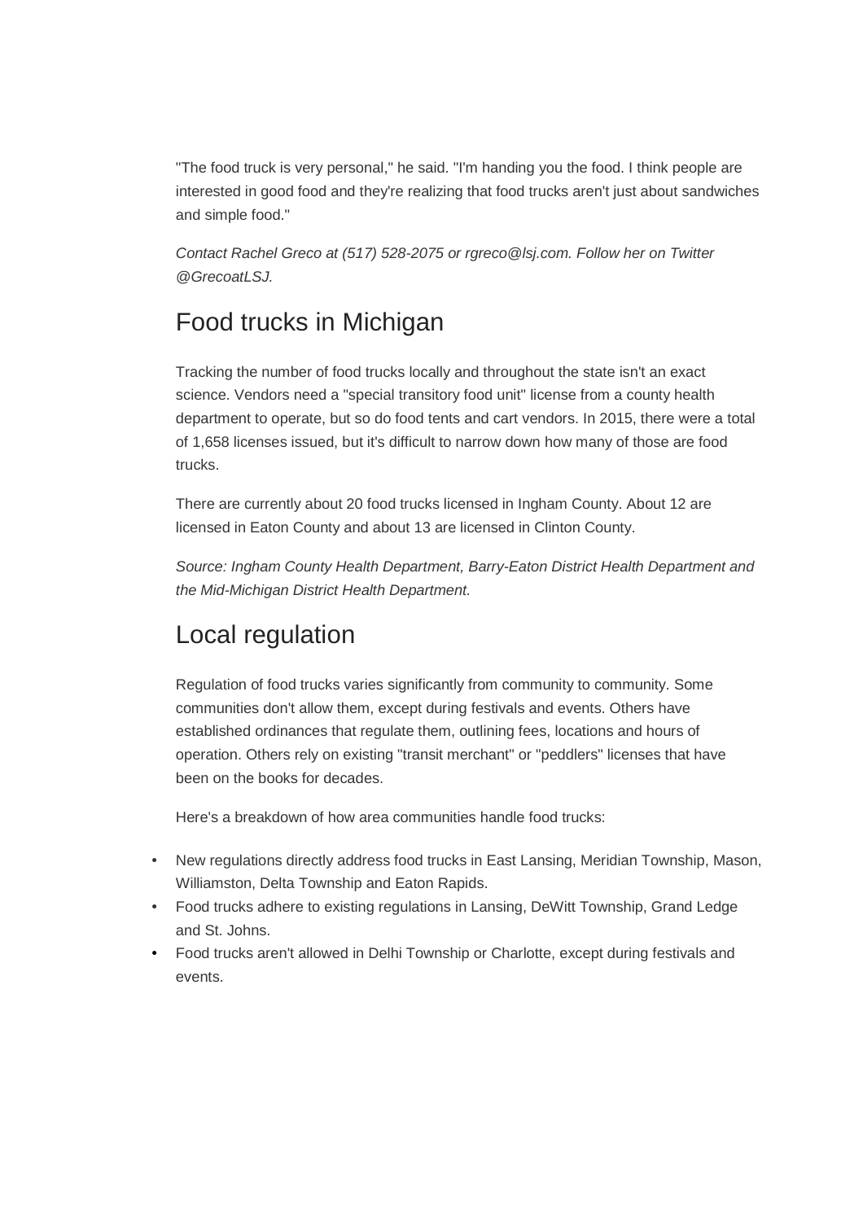"The food truck is very personal," he said. "I'm handing you the food. I think people are interested in good food and they're realizing that food trucks aren't just about sandwiches and simple food."

*Contact Rachel Greco at (517) 528-2075 or rgreco@lsj.com. Follow her on Twitter @GrecoatLSJ.*

## Food trucks in Michigan

Tracking the number of food trucks locally and throughout the state isn't an exact science. Vendors need a "special transitory food unit" license from a county health department to operate, but so do food tents and cart vendors. In 2015, there were a total of 1,658 licenses issued, but it's difficult to narrow down how many of those are food trucks.

There are currently about 20 food trucks licensed in Ingham County. About 12 are licensed in Eaton County and about 13 are licensed in Clinton County.

*Source: Ingham County Health Department, Barry-Eaton District Health Department and the Mid-Michigan District Health Department.*

## Local regulation

Regulation of food trucks varies significantly from community to community. Some communities don't allow them, except during festivals and events. Others have established ordinances that regulate them, outlining fees, locations and hours of operation. Others rely on existing "transit merchant" or "peddlers" licenses that have been on the books for decades.

Here's a breakdown of how area communities handle food trucks:

- New regulations directly address food trucks in East Lansing, Meridian Township, Mason, Williamston, Delta Township and Eaton Rapids.
- Food trucks adhere to existing regulations in Lansing, DeWitt Township, Grand Ledge and St. Johns.
- Food trucks aren't allowed in Delhi Township or Charlotte, except during festivals and events.